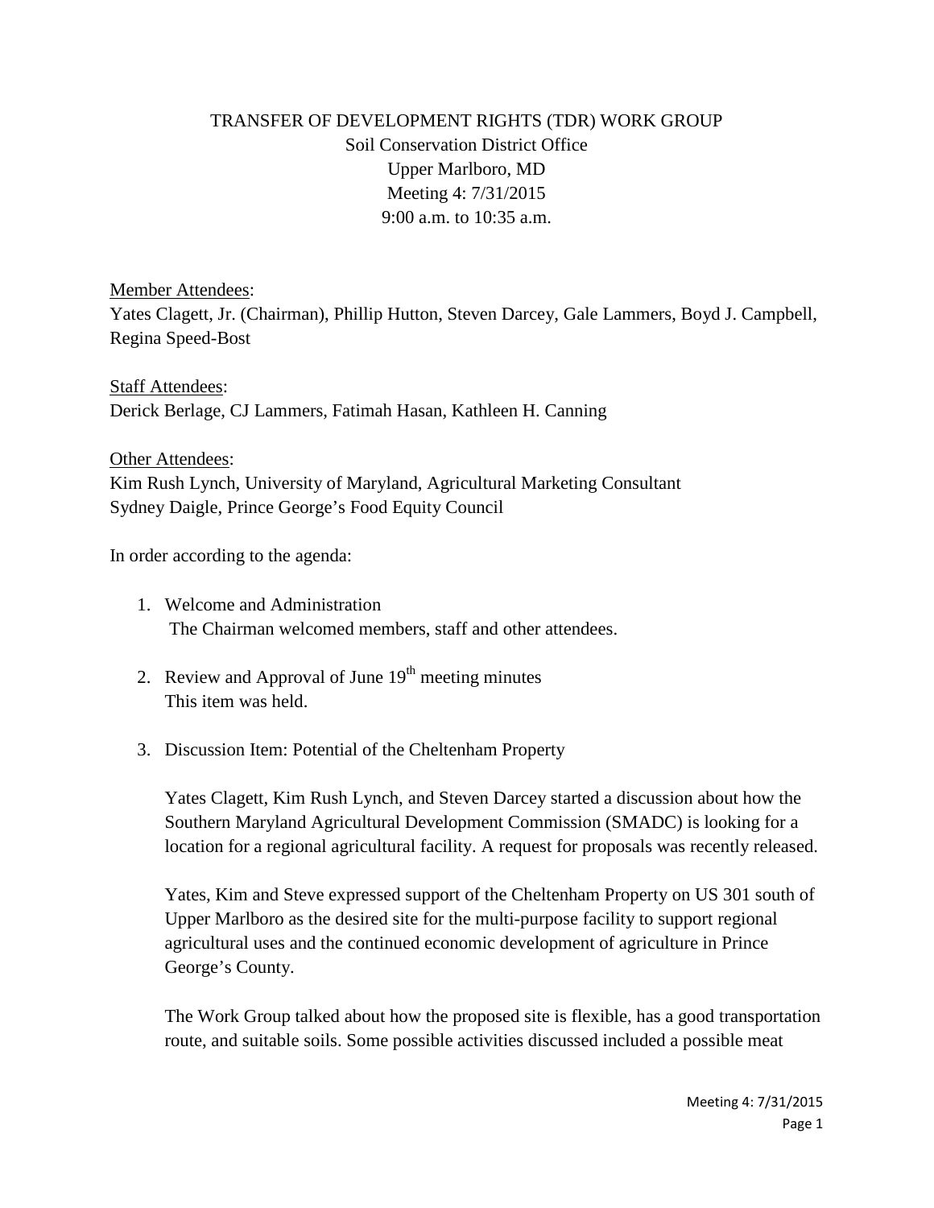# TRANSFER OF DEVELOPMENT RIGHTS (TDR) WORK GROUP

Soil Conservation District Office
Upper Marlboro, MD
Meeting 4: 7/31/2015
9:00 a.m. to 10:35 a.m.

Member Attendees:
Yates Clagett, Jr. (Chairman), Phillip Hutton, Steven Darcey, Gale Lammers, Boyd J. Campbell, Regina Speed-Bost

Staff Attendees:
Derick Berlage, CJ Lammers, Fatimah Hasan, Kathleen H. Canning

Other Attendees:
Kim Rush Lynch, University of Maryland, Agricultural Marketing Consultant
Sydney Daigle, Prince George's Food Equity Council

In order according to the agenda:

1. Welcome and Administration
   The Chairman welcomed members, staff and other attendees.

2. Review and Approval of June 19th meeting minutes
   This item was held.

3. Discussion Item: Potential of the Cheltenham Property

   Yates Clagett, Kim Rush Lynch, and Steven Darcey started a discussion about how the Southern Maryland Agricultural Development Commission (SMADC) is looking for a location for a regional agricultural facility. A request for proposals was recently released.

   Yates, Kim and Steve expressed support of the Cheltenham Property on US 301 south of Upper Marlboro as the desired site for the multi-purpose facility to support regional agricultural uses and the continued economic development of agriculture in Prince George's County.

   The Work Group talked about how the proposed site is flexible, has a good transportation route, and suitable soils. Some possible activities discussed included a possible meat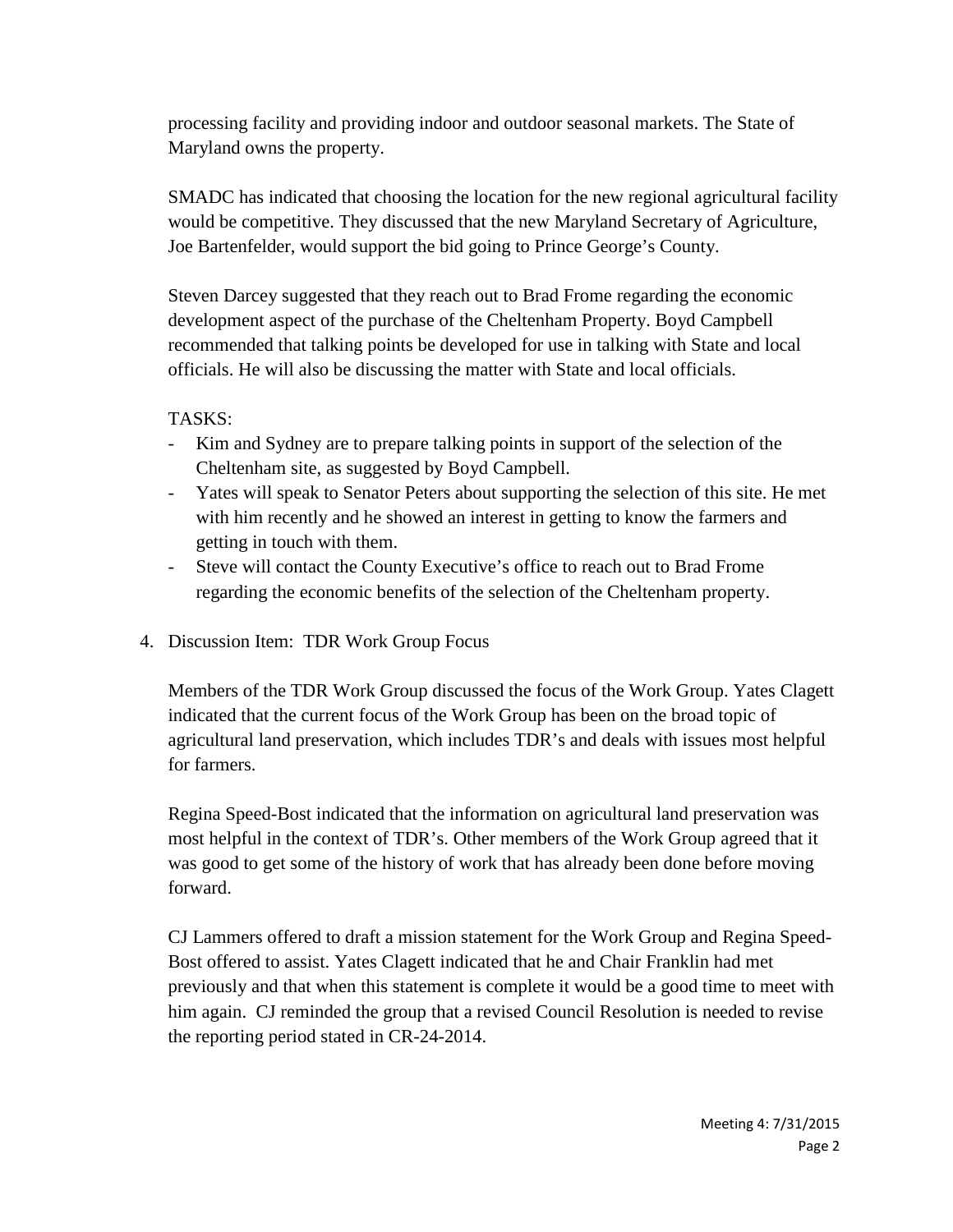processing facility and providing indoor and outdoor seasonal markets. The State of Maryland owns the property.

SMADC has indicated that choosing the location for the new regional agricultural facility would be competitive. They discussed that the new Maryland Secretary of Agriculture, Joe Bartenfelder, would support the bid going to Prince George's County.

Steven Darcey suggested that they reach out to Brad Frome regarding the economic development aspect of the purchase of the Cheltenham Property. Boyd Campbell recommended that talking points be developed for use in talking with State and local officials. He will also be discussing the matter with State and local officials.

TASKS:

- Kim and Sydney are to prepare talking points in support of the selection of the Cheltenham site, as suggested by Boyd Campbell.
- Yates will speak to Senator Peters about supporting the selection of this site. He met with him recently and he showed an interest in getting to know the farmers and getting in touch with them.
- Steve will contact the County Executive's office to reach out to Brad Frome regarding the economic benefits of the selection of the Cheltenham property.

4. Discussion Item: TDR Work Group Focus

   Members of the TDR Work Group discussed the focus of the Work Group. Yates Clagett indicated that the current focus of the Work Group has been on the broad topic of agricultural land preservation, which includes TDR's and deals with issues most helpful for farmers.

   Regina Speed-Bost indicated that the information on agricultural land preservation was most helpful in the context of TDR's. Other members of the Work Group agreed that it was good to get some of the history of work that has already been done before moving forward.

   CJ Lammers offered to draft a mission statement for the Work Group and Regina Speed-Bost offered to assist. Yates Clagett indicated that he and Chair Franklin had met previously and that when this statement is complete it would be a good time to meet with him again. CJ reminded the group that a revised Council Resolution is needed to revise the reporting period stated in CR-24-2014.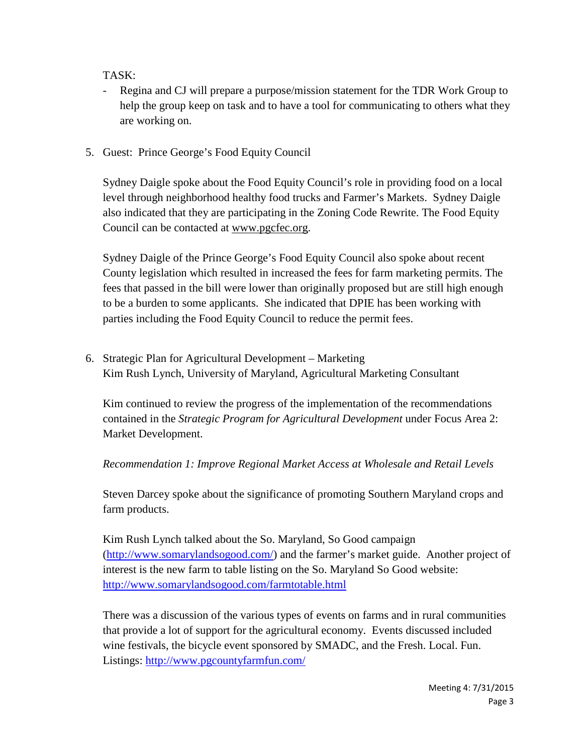TASK:

- Regina and CJ will prepare a purpose/mission statement for the TDR Work Group to help the group keep on task and to have a tool for communicating to others what they are working on.

5. Guest: Prince George's Food Equity Council

   Sydney Daigle spoke about the Food Equity Council's role in providing food on a local level through neighborhood healthy food trucks and Farmer's Markets. Sydney Daigle also indicated that they are participating in the Zoning Code Rewrite. The Food Equity Council can be contacted at www.pgcfec.org.

   Sydney Daigle of the Prince George's Food Equity Council also spoke about recent County legislation which resulted in increased the fees for farm marketing permits. The fees that passed in the bill were lower than originally proposed but are still high enough to be a burden to some applicants. She indicated that DPIE has been working with parties including the Food Equity Council to reduce the permit fees.

6. Strategic Plan for Agricultural Development – Marketing
   Kim Rush Lynch, University of Maryland, Agricultural Marketing Consultant

   Kim continued to review the progress of the implementation of the recommendations contained in the *Strategic Program for Agricultural Development* under Focus Area 2: Market Development.

   *Recommendation 1: Improve Regional Market Access at Wholesale and Retail Levels*

   Steven Darcey spoke about the significance of promoting Southern Maryland crops and farm products.

   Kim Rush Lynch talked about the So. Maryland, So Good campaign (http://www.somarylandsogood.com/) and the farmer's market guide. Another project of interest is the new farm to table listing on the So. Maryland So Good website: http://www.somarylandsogood.com/farmtotable.html

   There was a discussion of the various types of events on farms and in rural communities that provide a lot of support for the agricultural economy. Events discussed included wine festivals, the bicycle event sponsored by SMADC, and the Fresh. Local. Fun. Listings: http://www.pgcountyfarmfun.com/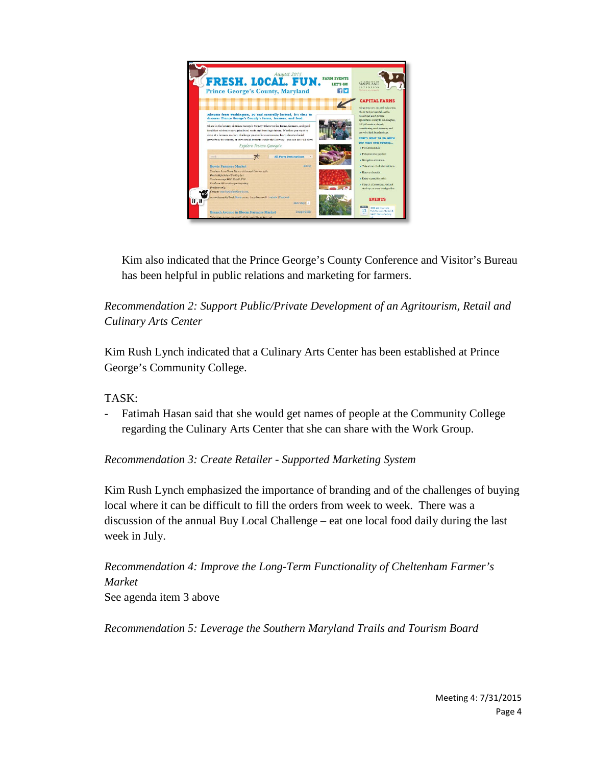Kim also indicated that the Prince George's County Conference and Visitor's Bureau has been helpful in public relations and marketing for farmers.

*Recommendation 2: Support Public/Private Development of an Agritourism, Retail and Culinary Arts Center*

Kim Rush Lynch indicated that a Culinary Arts Center has been established at Prince George's Community College.

TASK:

- Fatimah Hasan said that she would get names of people at the Community College regarding the Culinary Arts Center that she can share with the Work Group.

*Recommendation 3: Create Retailer - Supported Marketing System*

Kim Rush Lynch emphasized the importance of branding and of the challenges of buying local where it can be difficult to fill the orders from week to week. There was a discussion of the annual Buy Local Challenge – eat one local food daily during the last week in July.

*Recommendation 4: Improve the Long-Term Functionality of Cheltenham Farmer's Market*
See agenda item 3 above

*Recommendation 5: Leverage the Southern Maryland Trails and Tourism Board*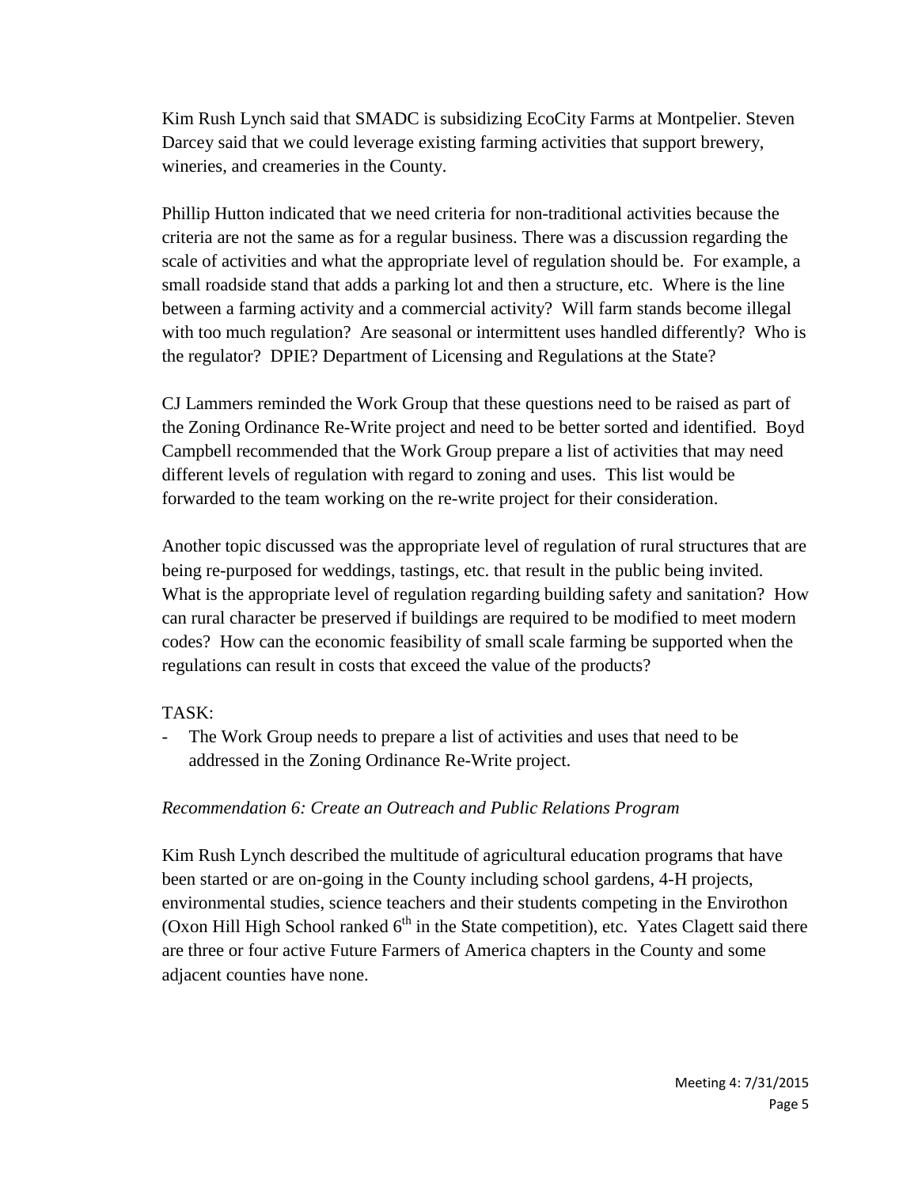Kim Rush Lynch said that SMADC is subsidizing EcoCity Farms at Montpelier. Steven Darcey said that we could leverage existing farming activities that support brewery, wineries, and creameries in the County.

Phillip Hutton indicated that we need criteria for non-traditional activities because the criteria are not the same as for a regular business. There was a discussion regarding the scale of activities and what the appropriate level of regulation should be. For example, a small roadside stand that adds a parking lot and then a structure, etc. Where is the line between a farming activity and a commercial activity? Will farm stands become illegal with too much regulation? Are seasonal or intermittent uses handled differently? Who is the regulator? DPIE? Department of Licensing and Regulations at the State?

CJ Lammers reminded the Work Group that these questions need to be raised as part of the Zoning Ordinance Re-Write project and need to be better sorted and identified. Boyd Campbell recommended that the Work Group prepare a list of activities that may need different levels of regulation with regard to zoning and uses. This list would be forwarded to the team working on the re-write project for their consideration.

Another topic discussed was the appropriate level of regulation of rural structures that are being re-purposed for weddings, tastings, etc. that result in the public being invited. What is the appropriate level of regulation regarding building safety and sanitation? How can rural character be preserved if buildings are required to be modified to meet modern codes? How can the economic feasibility of small scale farming be supported when the regulations can result in costs that exceed the value of the products?

TASK:

- The Work Group needs to prepare a list of activities and uses that need to be addressed in the Zoning Ordinance Re-Write project.

*Recommendation 6: Create an Outreach and Public Relations Program*

Kim Rush Lynch described the multitude of agricultural education programs that have been started or are on-going in the County including school gardens, 4-H projects, environmental studies, science teachers and their students competing in the Envirothon (Oxon Hill High School ranked 6th in the State competition), etc. Yates Clagett said there are three or four active Future Farmers of America chapters in the County and some adjacent counties have none.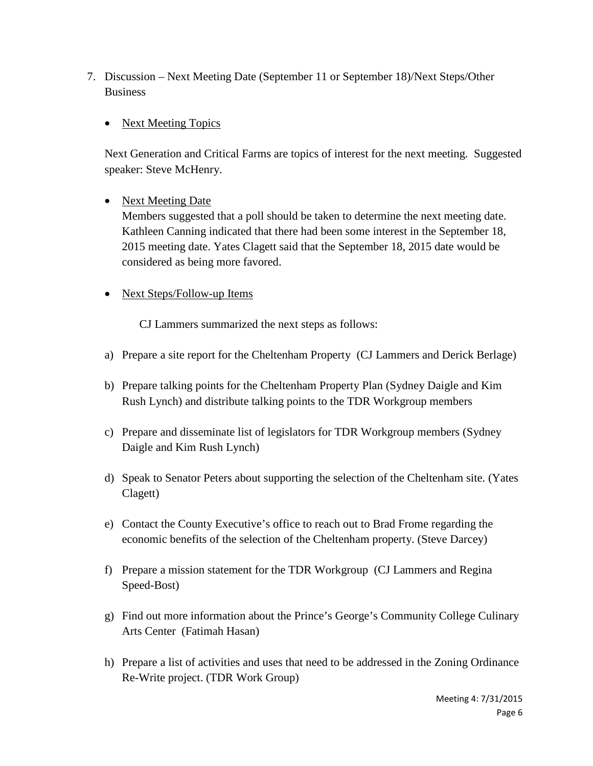7. Discussion – Next Meeting Date (September 11 or September 18)/Next Steps/Other Business

   - Next Meeting Topics

   Next Generation and Critical Farms are topics of interest for the next meeting. Suggested speaker: Steve McHenry.

   - Next Meeting Date
     Members suggested that a poll should be taken to determine the next meeting date. Kathleen Canning indicated that there had been some interest in the September 18, 2015 meeting date. Yates Clagett said that the September 18, 2015 date would be considered as being more favored.

   - Next Steps/Follow-up Items

   CJ Lammers summarized the next steps as follows:

   a) Prepare a site report for the Cheltenham Property (CJ Lammers and Derick Berlage)

   b) Prepare talking points for the Cheltenham Property Plan (Sydney Daigle and Kim Rush Lynch) and distribute talking points to the TDR Workgroup members

   c) Prepare and disseminate list of legislators for TDR Workgroup members (Sydney Daigle and Kim Rush Lynch)

   d) Speak to Senator Peters about supporting the selection of the Cheltenham site. (Yates Clagett)

   e) Contact the County Executive's office to reach out to Brad Frome regarding the economic benefits of the selection of the Cheltenham property. (Steve Darcey)

   f) Prepare a mission statement for the TDR Workgroup (CJ Lammers and Regina Speed-Bost)

   g) Find out more information about the Prince's George's Community College Culinary Arts Center (Fatimah Hasan)

   h) Prepare a list of activities and uses that need to be addressed in the Zoning Ordinance Re-Write project. (TDR Work Group)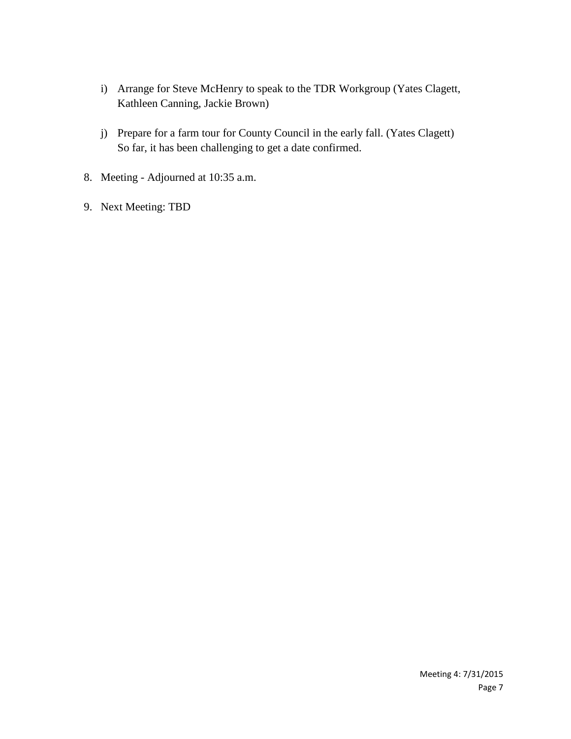i) Arrange for Steve McHenry to speak to the TDR Workgroup (Yates Clagett, Kathleen Canning, Jackie Brown)

j) Prepare for a farm tour for County Council in the early fall. (Yates Clagett) So far, it has been challenging to get a date confirmed.

8. Meeting - Adjourned at 10:35 a.m.

9. Next Meeting: TBD